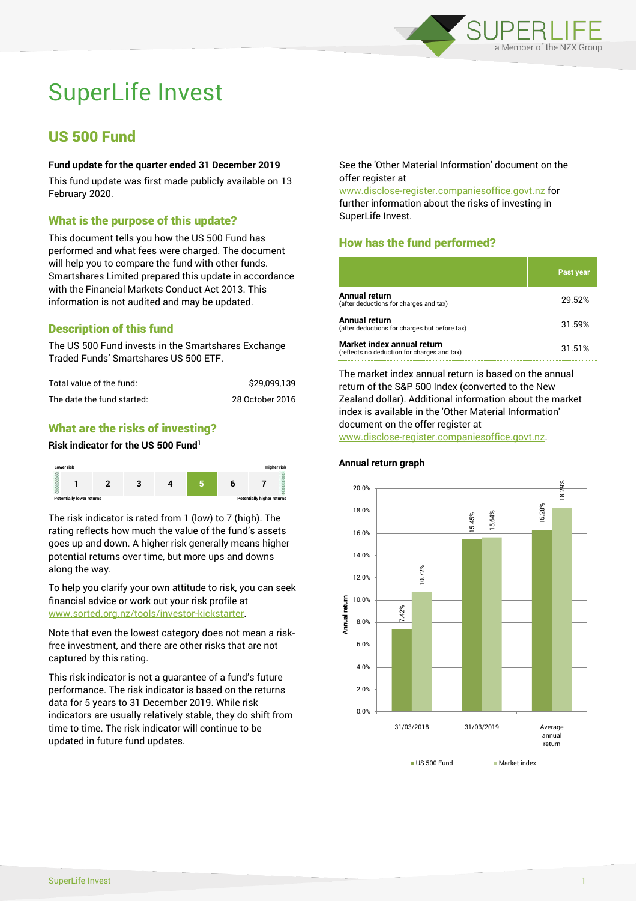# SuperLife Invest

## US 500 Fund

**Fund update for the quarter ended 31 December 2019**

This fund update was first made publicly available on 13 February 2020.

### What is the purpose of this update?

This document tells you how the US 500 Fund has performed and what fees were charged. The document will help you to compare the fund with other funds. Smartshares Limited prepared this update in accordance with the Financial Markets Conduct Act 2013. This information is not audited and may be updated.

### Description of this fund

The US 500 Fund invests in the Smartshares Exchange Traded Funds' Smartshares US 500 ETF.

| | |
|---|---|
| Total value of the fund: | $29,099,139 |
| The date the fund started: | 28 October 2016 |

### What are the risks of investing?

**Risk indicator for the US 500 Fund[1]**

Lower risk — Higher risk

| 1 | 2 | 3 | 4 | **5** | 6 | 7 |
|---|---|---|---|---|---|---|

Potentially lower returns — Potentially higher returns

The risk indicator is rated from 1 (low) to 7 (high). The rating reflects how much the value of the fund's assets goes up and down. A higher risk generally means higher potential returns over time, but more ups and downs along the way.

To help you clarify your own attitude to risk, you can seek financial advice or work out your risk profile at www.sorted.org.nz/tools/investor-kickstarter.

Note that even the lowest category does not mean a risk-free investment, and there are other risks that are not captured by this rating.

This risk indicator is not a guarantee of a fund's future performance. The risk indicator is based on the returns data for 5 years to 31 December 2019. While risk indicators are usually relatively stable, they do shift from time to time. The risk indicator will continue to be updated in future fund updates.

See the 'Other Material Information' document on the offer register at www.disclose-register.companiesoffice.govt.nz for further information about the risks of investing in SuperLife Invest.

### How has the fund performed?

| | Past year |
|---|---|
| **Annual return** (after deductions for charges and tax) | 29.52% |
| **Annual return** (after deductions for charges but before tax) | 31.59% |
| **Market index annual return** (reflects no deduction for charges and tax) | 31.51% |

The market index annual return is based on the annual return of the S&P 500 Index (converted to the New Zealand dollar). Additional information about the market index is available in the 'Other Material Information' document on the offer register at www.disclose-register.companiesoffice.govt.nz.

**Annual return graph**

| | US 500 Fund | Market index |
|---|---|---|
| 31/03/2018 | 7.42% | 10.72% |
| 31/03/2019 | 15.45% | 15.64% |
| Average annual return | 16.28% | 18.29% |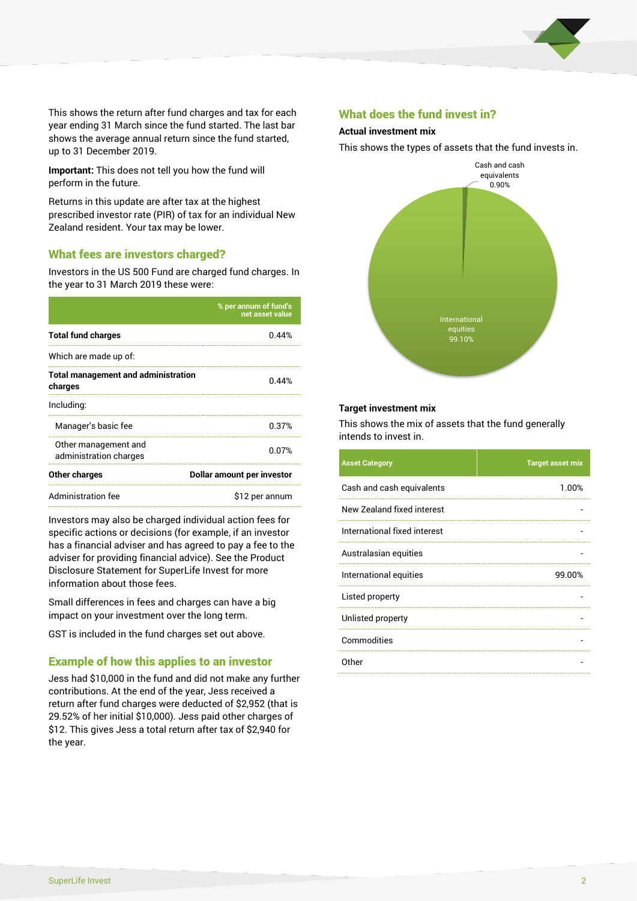This shows the return after fund charges and tax for each year ending 31 March since the fund started. The last bar shows the average annual return since the fund started, up to 31 December 2019.

**Important:** This does not tell you how the fund will perform in the future.

Returns in this update are after tax at the highest prescribed investor rate (PIR) of tax for an individual New Zealand resident. Your tax may be lower.

## What fees are investors charged?

Investors in the US 500 Fund are charged fund charges. In the year to 31 March 2019 these were:

| | % per annum of fund's net asset value |
|---|---|
| **Total fund charges** | 0.44% |
| Which are made up of: | |
| **Total management and administration charges** | 0.44% |
| Including: | |
| Manager's basic fee | 0.37% |
| Other management and administration charges | 0.07% |
| **Other charges** | **Dollar amount per investor** |
| Administration fee | $12 per annum |

Investors may also be charged individual action fees for specific actions or decisions (for example, if an investor has a financial adviser and has agreed to pay a fee to the adviser for providing financial advice). See the Product Disclosure Statement for SuperLife Invest for more information about those fees.

Small differences in fees and charges can have a big impact on your investment over the long term.

GST is included in the fund charges set out above.

## Example of how this applies to an investor

Jess had $10,000 in the fund and did not make any further contributions. At the end of the year, Jess received a return after fund charges were deducted of $2,952 (that is 29.52% of her initial $10,000). Jess paid other charges of $12. This gives Jess a total return after tax of $2,940 for the year.

## What does the fund invest in?

### Actual investment mix

This shows the types of assets that the fund invests in.

Cash and cash equivalents 0.90%

International equities 99.10%

### Target investment mix

This shows the mix of assets that the fund generally intends to invest in.

| Asset Category | Target asset mix |
|---|---|
| Cash and cash equivalents | 1.00% |
| New Zealand fixed interest | - |
| International fixed interest | - |
| Australasian equities | - |
| International equities | 99.00% |
| Listed property | - |
| Unlisted property | - |
| Commodities | - |
| Other | - |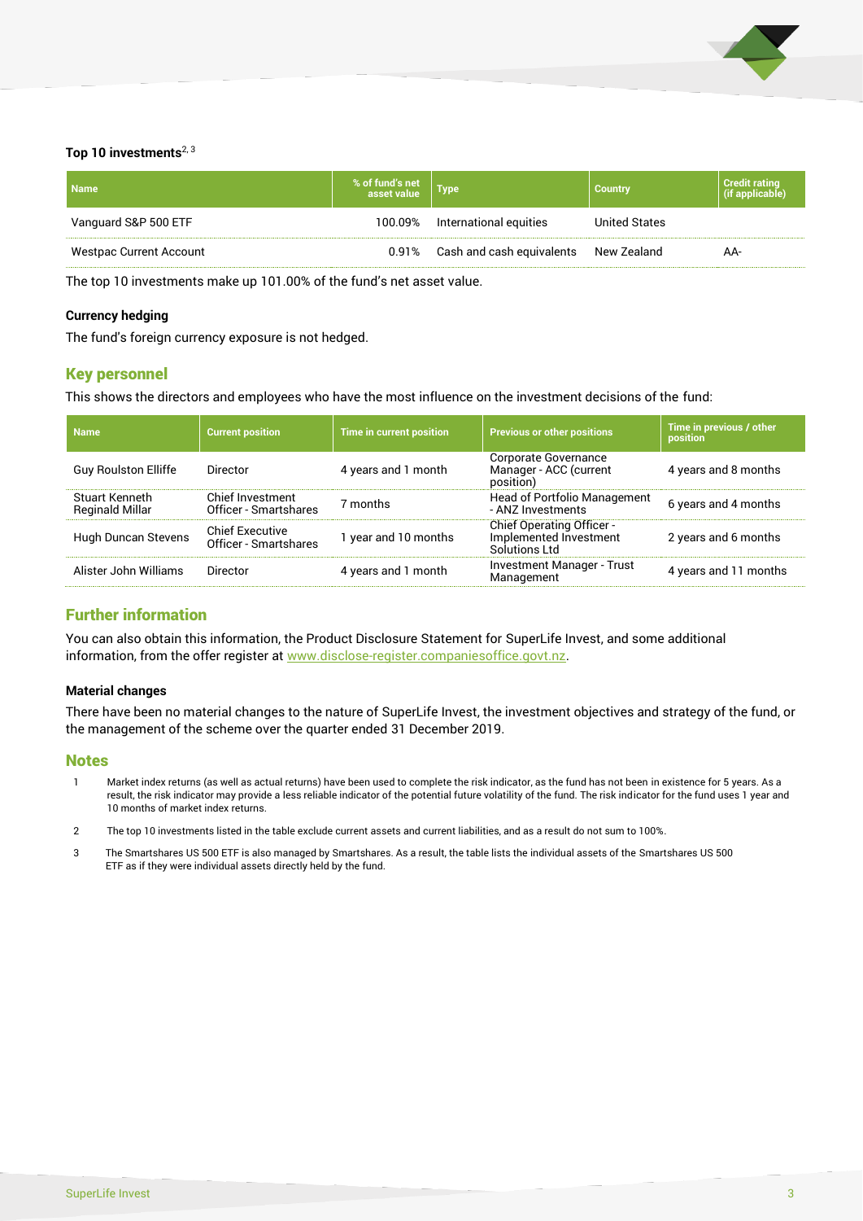### Top 10 investments[2, 3]

| Name | % of fund's net asset value | Type | Country | Credit rating (if applicable) |
|---|---|---|---|---|
| Vanguard S&P 500 ETF | 100.09% | International equities | United States | |
| Westpac Current Account | 0.91% | Cash and cash equivalents | New Zealand | AA- |

The top 10 investments make up 101.00% of the fund's net asset value.

**Currency hedging**

The fund's foreign currency exposure is not hedged.

## Key personnel

This shows the directors and employees who have the most influence on the investment decisions of the fund:

| Name | Current position | Time in current position | Previous or other positions | Time in previous / other position |
|---|---|---|---|---|
| Guy Roulston Elliffe | Director | 4 years and 1 month | Corporate Governance Manager - ACC (current position) | 4 years and 8 months |
| Stuart Kenneth Reginald Millar | Chief Investment Officer - Smartshares | 7 months | Head of Portfolio Management - ANZ Investments | 6 years and 4 months |
| Hugh Duncan Stevens | Chief Executive Officer - Smartshares | 1 year and 10 months | Chief Operating Officer - Implemented Investment Solutions Ltd | 2 years and 6 months |
| Alister John Williams | Director | 4 years and 1 month | Investment Manager - Trust Management | 4 years and 11 months |

## Further information

You can also obtain this information, the Product Disclosure Statement for SuperLife Invest, and some additional information, from the offer register at www.disclose-register.companiesoffice.govt.nz.

**Material changes**

There have been no material changes to the nature of SuperLife Invest, the investment objectives and strategy of the fund, or the management of the scheme over the quarter ended 31 December 2019.

## Notes

1. Market index returns (as well as actual returns) have been used to complete the risk indicator, as the fund has not been in existence for 5 years. As a result, the risk indicator may provide a less reliable indicator of the potential future volatility of the fund. The risk indicator for the fund uses 1 year and 10 months of market index returns.
2. The top 10 investments listed in the table exclude current assets and current liabilities, and as a result do not sum to 100%.
3. The Smartshares US 500 ETF is also managed by Smartshares. As a result, the table lists the individual assets of the Smartshares US 500 ETF as if they were individual assets directly held by the fund.